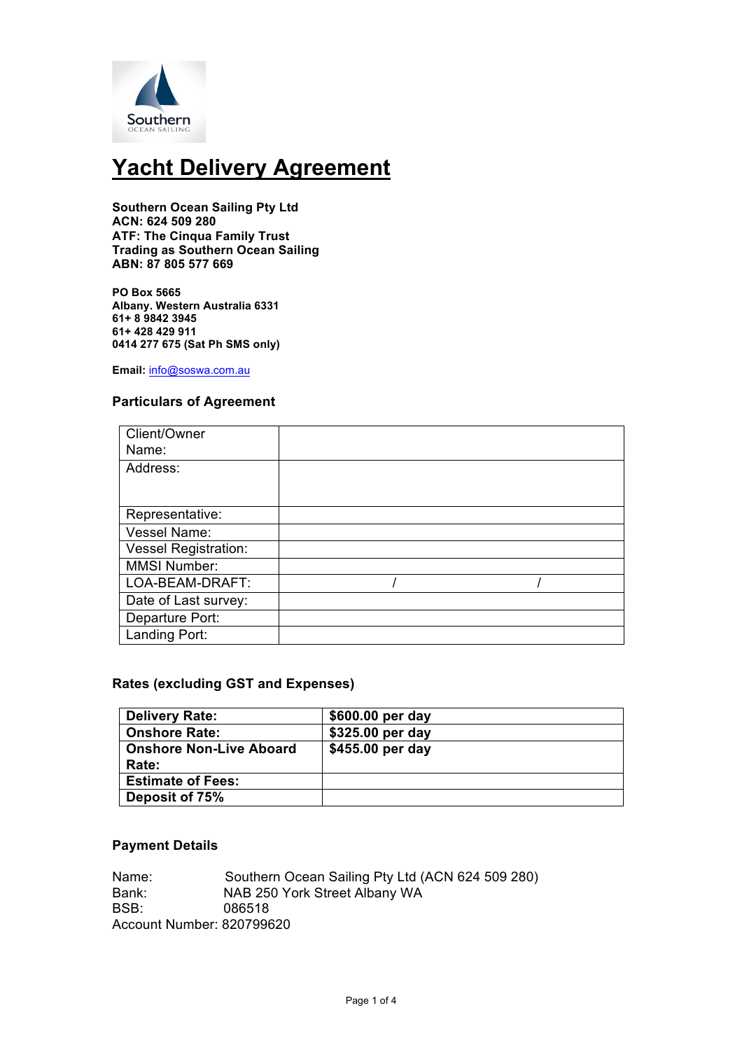# Yacht Delivery Agreement

**Southern Ocean Sailing Pty Ltd**
**ACN: 624 509 280**
**ATF: The Cinqua Family Trust**
**Trading as Southern Ocean Sailing**
**ABN: 87 805 577 669**

**PO Box 5665**
**Albany. Western Australia 6331**
**61+ 8 9842 3945**
**61+ 428 429 911**
**0414 277 675 (Sat Ph SMS only)**

**Email:** info@soswa.com.au

### Particulars of Agreement

| | |
|---|---|
| Client/Owner Name: | |
| Address: | |
| Representative: | |
| Vessel Name: | |
| Vessel Registration: | |
| MMSI Number: | |
| LOA-BEAM-DRAFT: | / / |
| Date of Last survey: | |
| Departure Port: | |
| Landing Port: | |

### Rates (excluding GST and Expenses)

| | |
|---|---|
| **Delivery Rate:** | **$600.00 per day** |
| **Onshore Rate:** | **$325.00 per day** |
| **Onshore Non-Live Aboard Rate:** | **$455.00 per day** |
| **Estimate of Fees:** | |
| **Deposit of 75%** | |

### Payment Details

Name: Southern Ocean Sailing Pty Ltd (ACN 624 509 280)
Bank: NAB 250 York Street Albany WA
BSB: 086518
Account Number: 820799620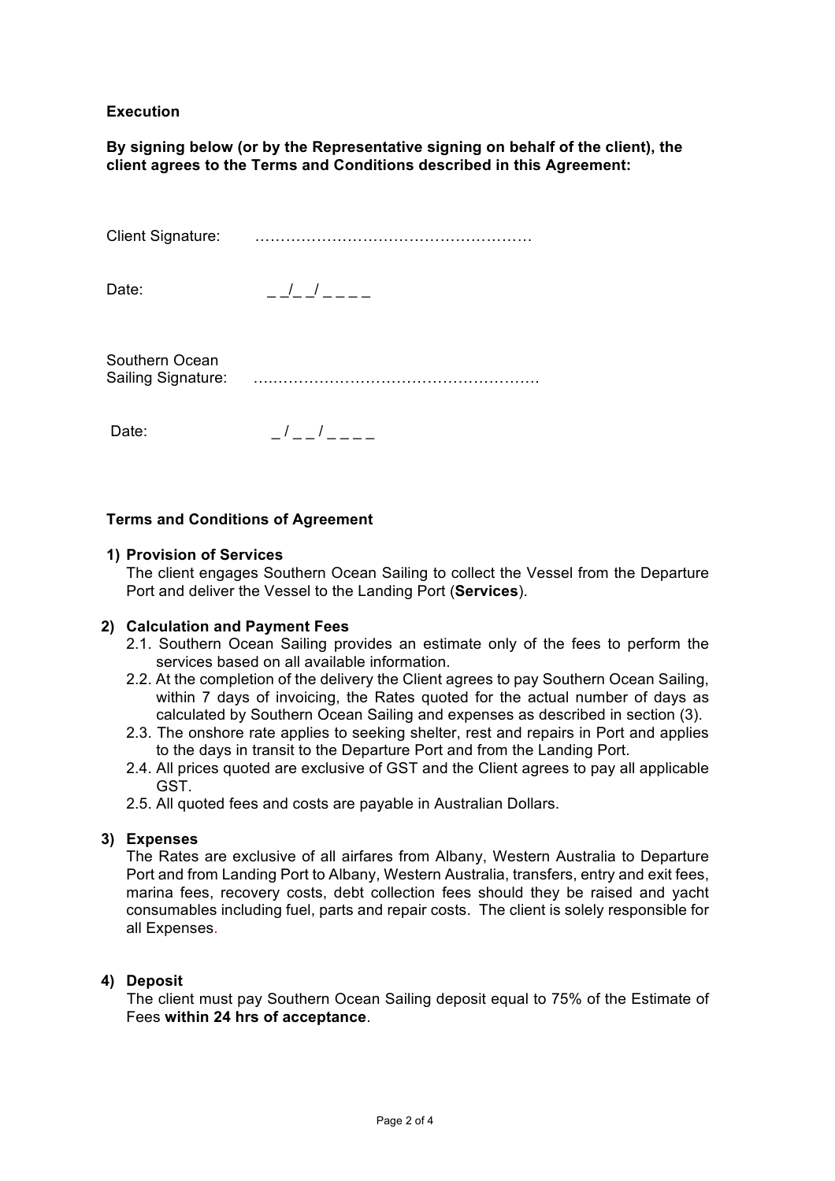**Execution**

**By signing below (or by the Representative signing on behalf of the client), the client agrees to the Terms and Conditions described in this Agreement:**

Client Signature: ………………………………………………

Date: _ _/_ _/ _ _ _ _

Southern Ocean Sailing Signature: ……………………………………………………

Date: _ / _ _ / _ _ _ _

**Terms and Conditions of Agreement**

1) **Provision of Services**
   The client engages Southern Ocean Sailing to collect the Vessel from the Departure Port and deliver the Vessel to the Landing Port (**Services**).

2) **Calculation and Payment Fees**
   2.1. Southern Ocean Sailing provides an estimate only of the fees to perform the services based on all available information.
   2.2. At the completion of the delivery the Client agrees to pay Southern Ocean Sailing, within 7 days of invoicing, the Rates quoted for the actual number of days as calculated by Southern Ocean Sailing and expenses as described in section (3).
   2.3. The onshore rate applies to seeking shelter, rest and repairs in Port and applies to the days in transit to the Departure Port and from the Landing Port.
   2.4. All prices quoted are exclusive of GST and the Client agrees to pay all applicable GST.
   2.5. All quoted fees and costs are payable in Australian Dollars.

3) **Expenses**
   The Rates are exclusive of all airfares from Albany, Western Australia to Departure Port and from Landing Port to Albany, Western Australia, transfers, entry and exit fees, marina fees, recovery costs, debt collection fees should they be raised and yacht consumables including fuel, parts and repair costs. The client is solely responsible for all Expenses.

4) **Deposit**
   The client must pay Southern Ocean Sailing deposit equal to 75% of the Estimate of Fees **within 24 hrs of acceptance**.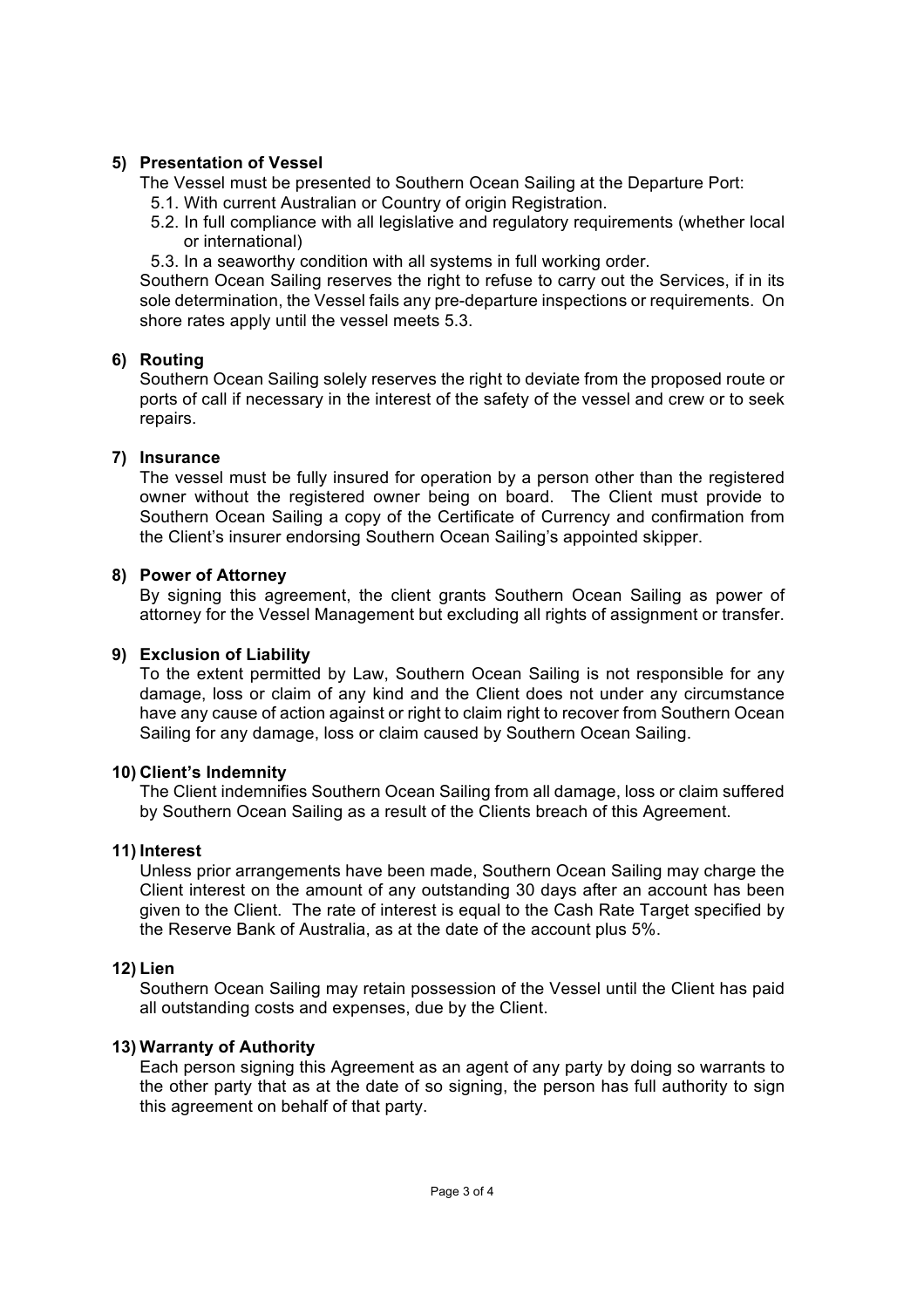**5) Presentation of Vessel**

The Vessel must be presented to Southern Ocean Sailing at the Departure Port:

5.1. With current Australian or Country of origin Registration.

5.2. In full compliance with all legislative and regulatory requirements (whether local or international)

5.3. In a seaworthy condition with all systems in full working order.

Southern Ocean Sailing reserves the right to refuse to carry out the Services, if in its sole determination, the Vessel fails any pre-departure inspections or requirements. On shore rates apply until the vessel meets 5.3.

**6) Routing**

Southern Ocean Sailing solely reserves the right to deviate from the proposed route or ports of call if necessary in the interest of the safety of the vessel and crew or to seek repairs.

**7) Insurance**

The vessel must be fully insured for operation by a person other than the registered owner without the registered owner being on board. The Client must provide to Southern Ocean Sailing a copy of the Certificate of Currency and confirmation from the Client's insurer endorsing Southern Ocean Sailing's appointed skipper.

**8) Power of Attorney**

By signing this agreement, the client grants Southern Ocean Sailing as power of attorney for the Vessel Management but excluding all rights of assignment or transfer.

**9) Exclusion of Liability**

To the extent permitted by Law, Southern Ocean Sailing is not responsible for any damage, loss or claim of any kind and the Client does not under any circumstance have any cause of action against or right to claim right to recover from Southern Ocean Sailing for any damage, loss or claim caused by Southern Ocean Sailing.

**10) Client's Indemnity**

The Client indemnifies Southern Ocean Sailing from all damage, loss or claim suffered by Southern Ocean Sailing as a result of the Clients breach of this Agreement.

**11) Interest**

Unless prior arrangements have been made, Southern Ocean Sailing may charge the Client interest on the amount of any outstanding 30 days after an account has been given to the Client. The rate of interest is equal to the Cash Rate Target specified by the Reserve Bank of Australia, as at the date of the account plus 5%.

**12) Lien**

Southern Ocean Sailing may retain possession of the Vessel until the Client has paid all outstanding costs and expenses, due by the Client.

**13) Warranty of Authority**

Each person signing this Agreement as an agent of any party by doing so warrants to the other party that as at the date of so signing, the person has full authority to sign this agreement on behalf of that party.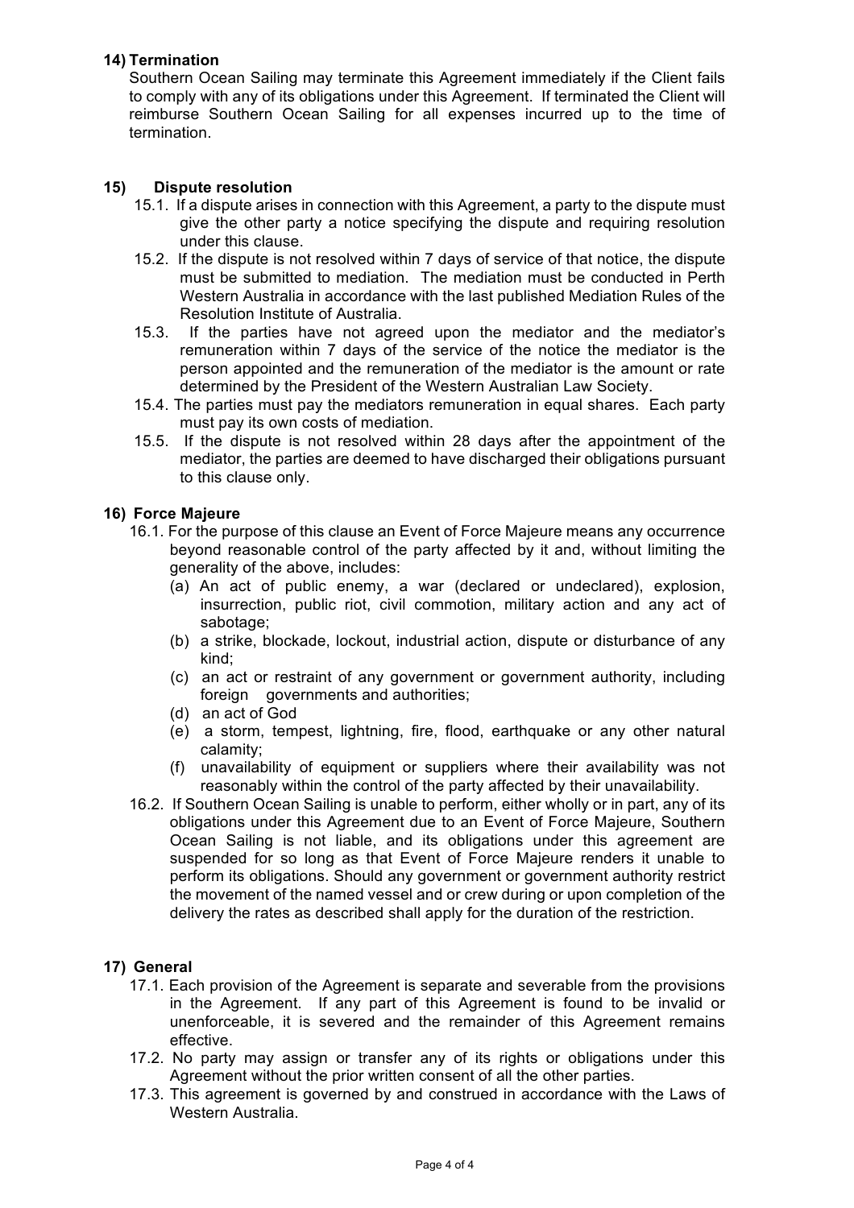**14) Termination**

Southern Ocean Sailing may terminate this Agreement immediately if the Client fails to comply with any of its obligations under this Agreement. If terminated the Client will reimburse Southern Ocean Sailing for all expenses incurred up to the time of termination.

**15) Dispute resolution**

15.1. If a dispute arises in connection with this Agreement, a party to the dispute must give the other party a notice specifying the dispute and requiring resolution under this clause.

15.2. If the dispute is not resolved within 7 days of service of that notice, the dispute must be submitted to mediation. The mediation must be conducted in Perth Western Australia in accordance with the last published Mediation Rules of the Resolution Institute of Australia.

15.3. If the parties have not agreed upon the mediator and the mediator's remuneration within 7 days of the service of the notice the mediator is the person appointed and the remuneration of the mediator is the amount or rate determined by the President of the Western Australian Law Society.

15.4. The parties must pay the mediators remuneration in equal shares. Each party must pay its own costs of mediation.

15.5. If the dispute is not resolved within 28 days after the appointment of the mediator, the parties are deemed to have discharged their obligations pursuant to this clause only.

**16) Force Majeure**

16.1. For the purpose of this clause an Event of Force Majeure means any occurrence beyond reasonable control of the party affected by it and, without limiting the generality of the above, includes:

(a) An act of public enemy, a war (declared or undeclared), explosion, insurrection, public riot, civil commotion, military action and any act of sabotage;

(b) a strike, blockade, lockout, industrial action, dispute or disturbance of any kind;

(c) an act or restraint of any government or government authority, including foreign governments and authorities;

(d) an act of God

(e) a storm, tempest, lightning, fire, flood, earthquake or any other natural calamity;

(f) unavailability of equipment or suppliers where their availability was not reasonably within the control of the party affected by their unavailability.

16.2. If Southern Ocean Sailing is unable to perform, either wholly or in part, any of its obligations under this Agreement due to an Event of Force Majeure, Southern Ocean Sailing is not liable, and its obligations under this agreement are suspended for so long as that Event of Force Majeure renders it unable to perform its obligations. Should any government or government authority restrict the movement of the named vessel and or crew during or upon completion of the delivery the rates as described shall apply for the duration of the restriction.

**17) General**

17.1. Each provision of the Agreement is separate and severable from the provisions in the Agreement. If any part of this Agreement is found to be invalid or unenforceable, it is severed and the remainder of this Agreement remains effective.

17.2. No party may assign or transfer any of its rights or obligations under this Agreement without the prior written consent of all the other parties.

17.3. This agreement is governed by and construed in accordance with the Laws of Western Australia.